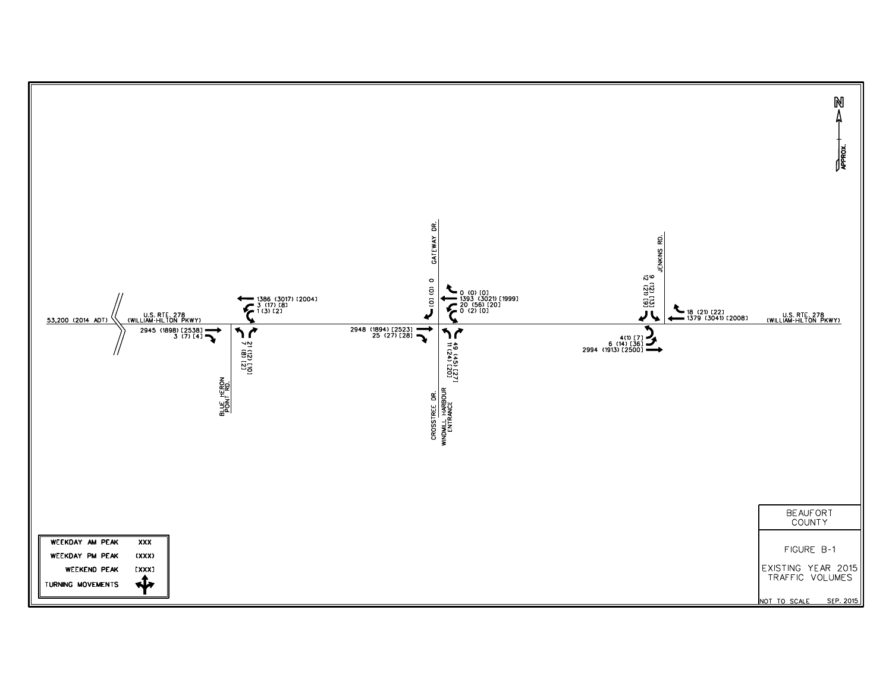# FIGURE B-1

## EXISTING YEAR 2015 TRAFFIC VOLUMES

BEAUFORT COUNTY

NOT TO SCALE — SEP. 2015

N (APPROX.)

53,200 (2014 ADT)

U.S. RTE. 278 (WILLIAM-HILTON PKWY)

**Blue Heron Point Rd. at U.S. Rte. 278**

| Movement | Weekday AM Peak | Weekday PM Peak | Weekend Peak |
|---|---|---|---|
| Eastbound Through | 2945 | (1898) | [2538] |
| Eastbound Right | 3 | (7) | [4] |
| Westbound Through | 1386 | (3017) | [2004] |
| Westbound Left | 3 | (17) | [8] |
| Westbound U-Turn | 1 | (3) | [2] |
| Northbound Left | 21 | (12) | [10] |
| Northbound Right | 7 | (8) | [2] |

**Gateway Dr. / Crosstree Dr. / Windmill Harbour Entrance at U.S. Rte. 278**

| Movement | Weekday AM Peak | Weekday PM Peak | Weekend Peak |
|---|---|---|---|
| Eastbound Through | 2948 | (1894) | [2523] |
| Eastbound Right | 25 | (27) | [28] |
| Westbound Right | 0 | (0) | [0] |
| Westbound Through | 1393 | (3021) | [1999] |
| Westbound Left | 20 | (56) | [20] |
| Westbound U-Turn | 0 | (2) | [0] |
| Southbound Right | 0 | (0) | [0] |
| Northbound Left | 49 | (45) | [27] |
| Northbound Right | 11 | (24) | [20] |

**Jenkins Rd. at U.S. Rte. 278**

| Movement | Weekday AM Peak | Weekday PM Peak | Weekend Peak |
|---|---|---|---|
| Westbound Right | 18 | (21) | [22] |
| Westbound Through | 1379 | (3041) | [2008] |
| Southbound Left | 12 | (21) | [9] |
| Southbound Right | 9 | (12) | [13] |
| Eastbound U-Turn | 4 | (1) | [7] |
| Eastbound Left | 6 | (14) | [36] |
| Eastbound Through | 2994 | (1913) | [2500] |

| Legend | |
|---|---|
| WEEKDAY AM PEAK | XXX |
| WEEKDAY PM PEAK | (XXX) |
| WEEKEND PEAK | [XXX] |
| TURNING MOVEMENTS | |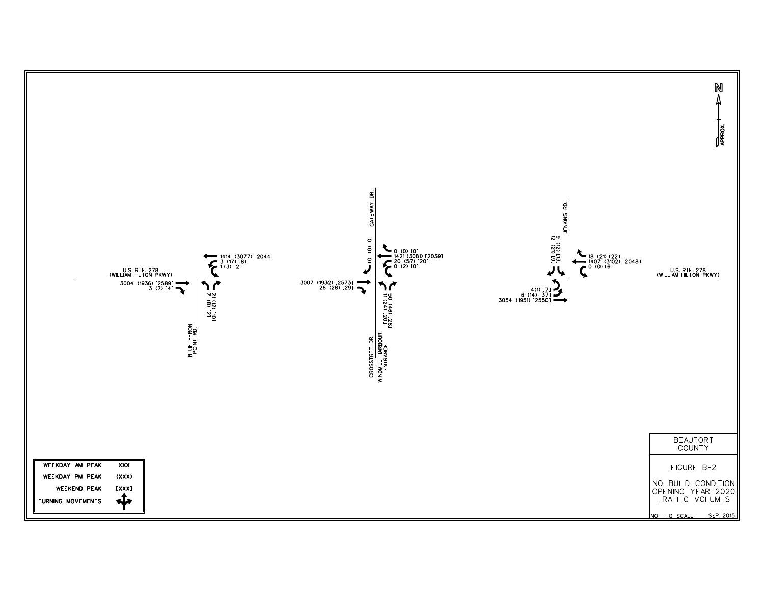# FIGURE B-2

## NO BUILD CONDITION OPENING YEAR 2020 TRAFFIC VOLUMES

BEAUFORT COUNTY

NOT TO SCALE — SEP. 2015

**Legend:**

| Period | Format |
|---|---|
| WEEKDAY AM PEAK | XXX |
| WEEKDAY PM PEAK | (XXX) |
| WEEKEND PEAK | [XXX] |
| TURNING MOVEMENTS | |

### U.S. RTE. 278 (WILLIAM-HILTON PKWY) at BLUE HERON POINT RD.

| Approach | Movement | AM | (PM) | [Weekend] |
|---|---|---|---|---|
| Westbound | Through | 1414 | (3077) | [2044] |
| Westbound | Left | 3 | (17) | [8] |
| Westbound | U-turn | 1 | (3) | [2] |
| Eastbound | Through | 3004 | (1936) | [2589] |
| Eastbound | Right | 3 | (7) | [4] |
| Northbound | Left | 7 | (8) | [2] |
| Northbound | Right | 21 | (12) | [10] |

### U.S. RTE. 278 (WILLIAM-HILTON PKWY) at GATEWAY DR. / CROSSTREE DR. / WINDMILL HARBOUR ENTRANCE

| Approach | Movement | AM | (PM) | [Weekend] |
|---|---|---|---|---|
| Southbound (Gateway Dr.) | Right | 0 | (0) | [0] |
| Westbound | Right | 0 | (0) | [0] |
| Westbound | Through | 1421 | (3081) | [2039] |
| Westbound | Left | 20 | (57) | [20] |
| Westbound | U-turn | 0 | (2) | [0] |
| Eastbound | Through | 3007 | (1932) | [2573] |
| Eastbound | Right | 26 | (28) | [29] |
| Northbound | Left | 11 | (24) | [20] |
| Northbound | Right | 50 | (46) | [28] |

### U.S. RTE. 278 (WILLIAM-HILTON PKWY) at JENKINS RD.

| Approach | Movement | AM | (PM) | [Weekend] |
|---|---|---|---|---|
| Southbound | Right | 12 | (21) | [9] |
| Southbound | Left | 9 | (12) | [13] |
| Westbound | Right | 18 | (21) | [22] |
| Westbound | Through | 1407 | (3102) | [2048] |
| Westbound | U-turn | 0 | (0) | [6] |
| Eastbound | U-turn | 4 | (1) | [7] |
| Eastbound | Left | 6 | (14) | [37] |
| Eastbound | Through | 3054 | (1951) | [2550] |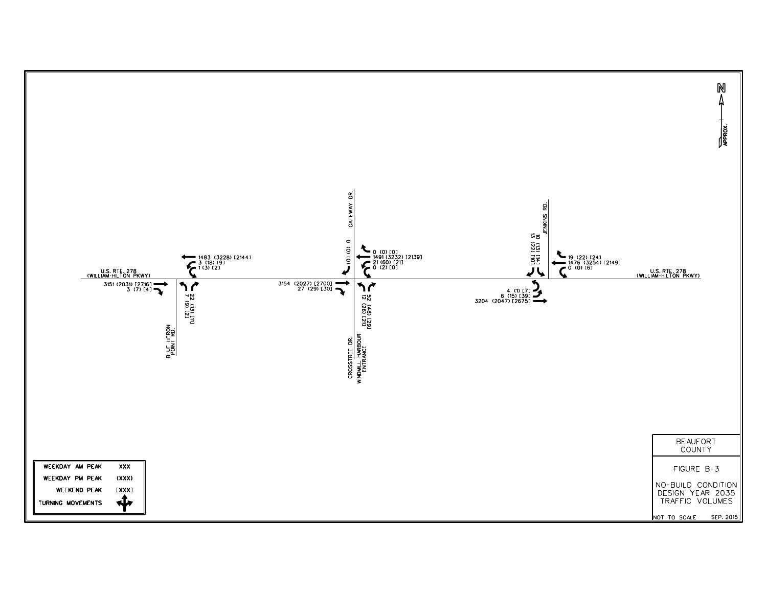# FIGURE B-3

## NO-BUILD CONDITION DESIGN YEAR 2035 TRAFFIC VOLUMES

BEAUFORT COUNTY

NOT TO SCALE — SEP. 2015

N (APPROX.)

**Legend:**

| | |
|---|---|
| WEEKDAY AM PEAK | XXX |
| WEEKDAY PM PEAK | (XXX) |
| WEEKEND PEAK | [XXX] |
| TURNING MOVEMENTS | |

### U.S. RTE. 278 (WILLIAM-HILTON PKWY) at BLUE HERON POINT RD.

- Westbound through: 1483 (3228) [2144]
- Westbound left: 3 (18) [9]
- Westbound U-turn: 1 (3) [2]
- Eastbound through: 3151 (2031) [2716]
- Eastbound right: 3 (7) [4]
- Northbound left: 7 (9) [2]
- Northbound right: 22 (13) [1]

### U.S. RTE. 278 (WILLIAM-HILTON PKWY) at GATEWAY DR. / CROSSTREE DR. / WINDMILL HARBOUR ENTRANCE

- Southbound right: 0 (0) [0]
- Westbound right: 0 (0) [0]
- Westbound through: 1491 (3232) [2139]
- Westbound left: 21 (60) [21]
- Westbound U-turn: 0 (2) [0]
- Eastbound through: 3154 (2027) [2700]
- Eastbound right: 27 (29) [30]
- Northbound left: 12 (26) [2]
- Northbound right: 52 (48) [29]

### U.S. RTE. 278 (WILLIAM-HILTON PKWY) at JENKINS RD.

- Southbound right: 10 (13) [14]
- Southbound left: 13 (22) [10]
- Westbound right: 19 (22) [24]
- Westbound through: 1476 (3254) [2149]
- Westbound U-turn: 0 (0) [6]
- Eastbound U-turn: 4 (1) [7]
- Eastbound left: 6 (15) [39]
- Eastbound through: 3204 (2047) [2675]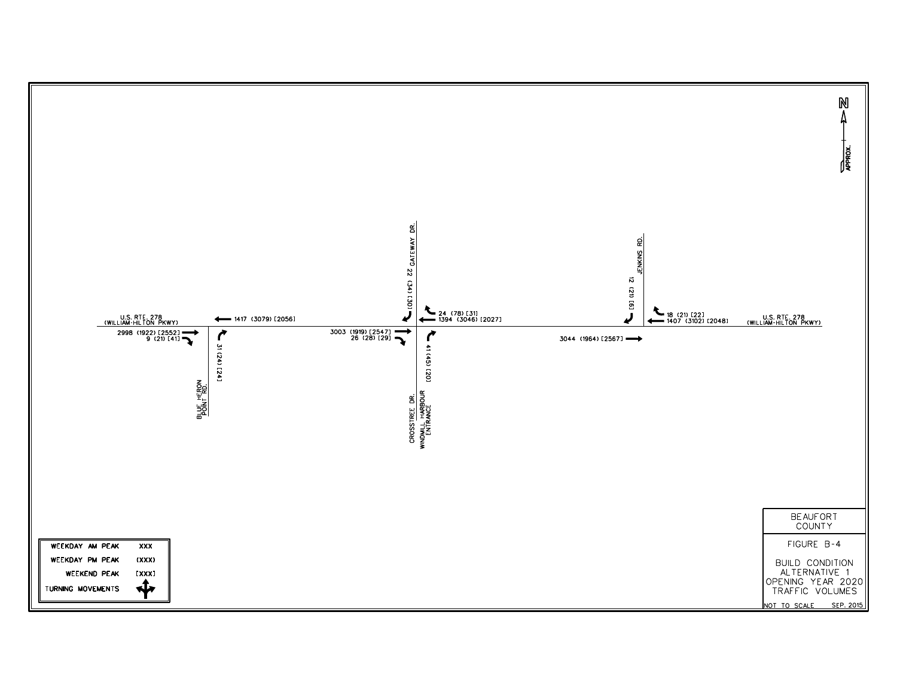# BEAUFORT COUNTY

## FIGURE B-4

**BUILD CONDITION ALTERNATIVE 1 OPENING YEAR 2020 TRAFFIC VOLUMES**

NOT TO SCALE SEP. 2015

N APPROX.

U.S. RTE. 278 (WILLIAM-HILTON PKWY)

BLUE HERON POINT RD.

GATEWAY DR.

CROSSTREE DR.

WINDMILL HARBOUR ENTRANCE

JENKINS RD.

| Intersection | Movement | Weekday AM Peak | Weekday PM Peak | Weekend Peak |
|---|---|---|---|---|
| U.S. Rte. 278 / Blue Heron Point Rd. | Westbound through | 1417 | (3079) | [2056] |
| | Eastbound through | 2998 | (1922) | [2552] |
| | Eastbound right | 9 | (21) | [41] |
| | Northbound right (Blue Heron Point Rd.) | 31 | (24) | [24] |
| U.S. Rte. 278 / Gateway Dr. / Crosstree Dr. / Windmill Harbour Entrance | Southbound right (Gateway Dr.) | 22 | (34) | [30] |
| | Westbound right | 24 | (78) | [31] |
| | Westbound through | 1394 | (3046) | [2027] |
| | Eastbound through | 3003 | (1919) | [2547] |
| | Eastbound right | 26 | (28) | [29] |
| | Northbound right | 41 | (45) | [20] |
| U.S. Rte. 278 / Jenkins Rd. | Southbound right (Jenkins Rd.) | 12 | (21) | [6] |
| | Westbound right | 18 | (21) | [22] |
| | Westbound through | 1407 | (3102) | [2048] |
| | Eastbound through | 3044 | (1964) | [2567] |

| Legend | |
|---|---|
| WEEKDAY AM PEAK | XXX |
| WEEKDAY PM PEAK | (XXX) |
| WEEKEND PEAK | [XXX] |
| TURNING MOVEMENTS | |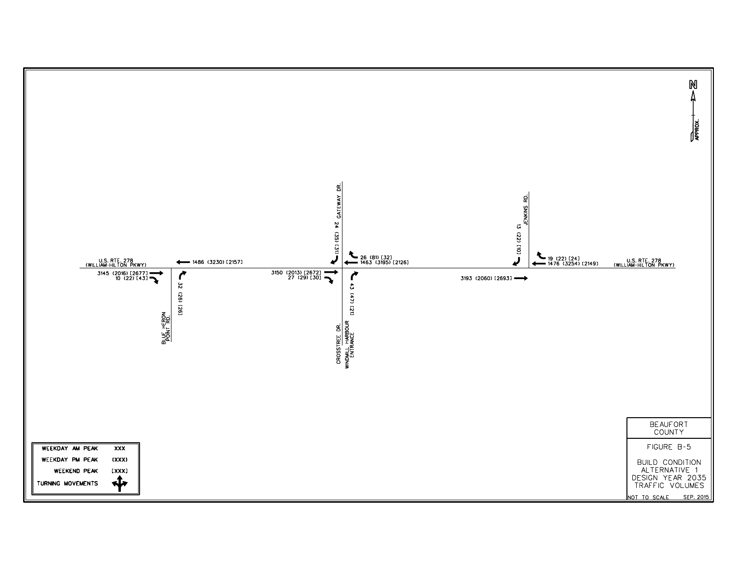# BEAUFORT COUNTY

## FIGURE B-5

### BUILD CONDITION ALTERNATIVE 1 DESIGN YEAR 2035 TRAFFIC VOLUMES

NOT TO SCALE — SEP. 2015

N (APPROX.)

U.S. RTE. 278 (WILLIAM-HILTON PKWY)

**Blue Heron Point Rd.**

- U.S. Rte. 278 Westbound Through: 1486 (3230) [2157]
- U.S. Rte. 278 Eastbound Through: 3145 (2016) [2677]
- U.S. Rte. 278 Eastbound Right: 10 (22) [43]
- Blue Heron Point Rd. Northbound Right: 32 (26) [26]

**Gateway Dr. / Crosstree Dr. / Windmill Harbour Entrance**

- Gateway Dr. Southbound Right: 24 (35) [31]
- U.S. Rte. 278 Westbound Right: 26 (81) [32]
- U.S. Rte. 278 Westbound Through: 1463 (3195) [2126]
- U.S. Rte. 278 Eastbound Through: 3150 (2013) [2672]
- U.S. Rte. 278 Eastbound Right: 27 (29) [30]
- Windmill Harbour Entrance Northbound Right: 43 (47) [21]

**Jenkins Rd.**

- Jenkins Rd. Southbound Right: 13 (22) [10]
- U.S. Rte. 278 Westbound Right: 19 (22) [24]
- U.S. Rte. 278 Westbound Through: 1476 (3254) [2149]
- U.S. Rte. 278 Eastbound Through: 3193 (2060) [2693]

| Legend | |
|---|---|
| WEEKDAY AM PEAK | XXX |
| WEEKDAY PM PEAK | (XXX) |
| WEEKEND PEAK | [XXX] |
| TURNING MOVEMENTS | |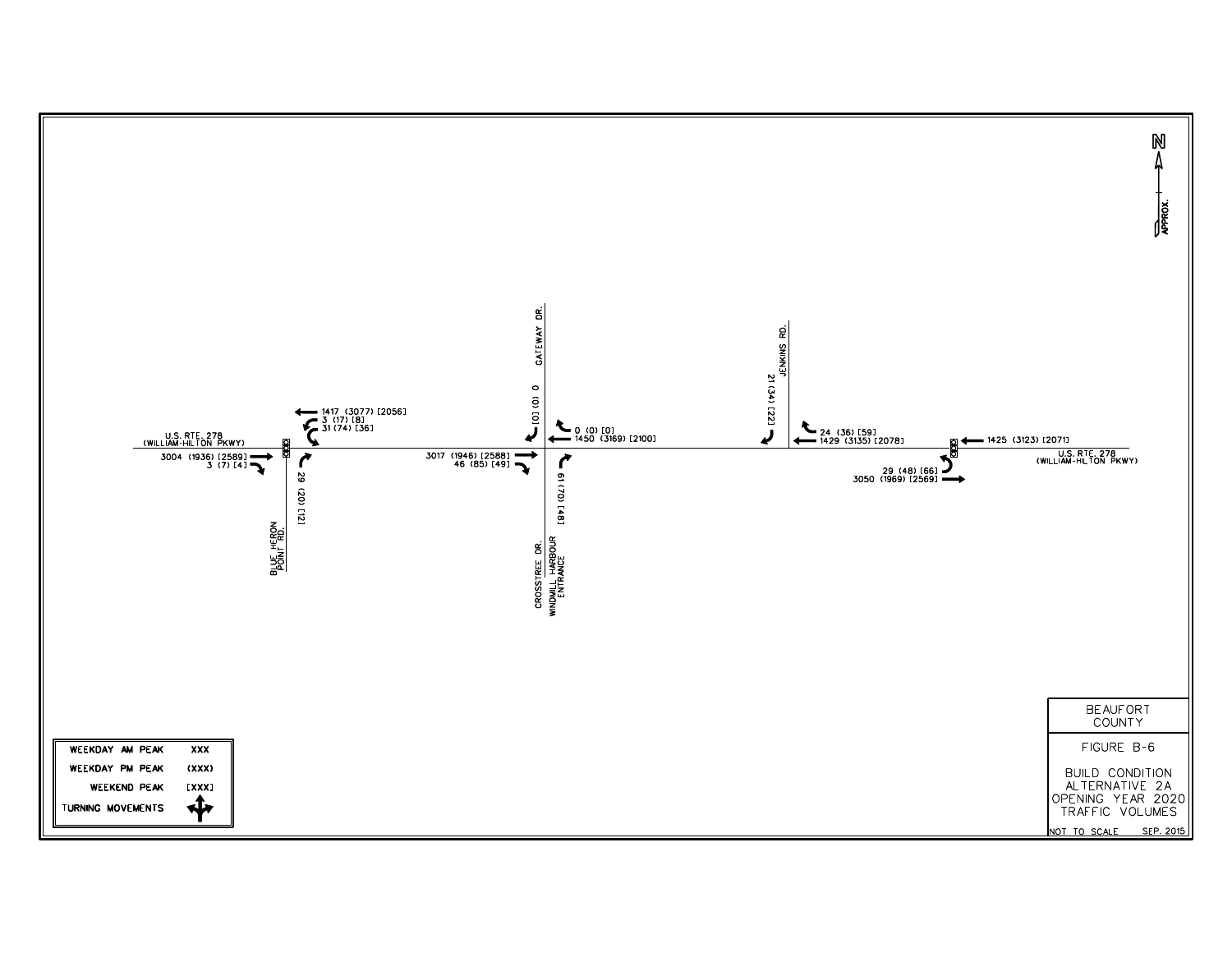U.S. RTE. 278 (WILLIAM-HILTON PKWY)

BLUE HERON POINT RD.

3004 (1936) [2589]
3 (7) [4]

1417 (3077) [2056]
3 (17) [8]
31 (74) [36]

29 (20) [12]

GATEWAY DR.

[0] (0) 0

0 (0) [0]
1450 (3169) [2100]

3017 (1946) [2588]
46 (85) [49]

61 (70) [48]

CROSSTREE DR.

WINDMILL HARBOUR ENTRANCE

JENKINS RD.

21 (34) [22]

24 (36) [59]
1429 (3135) [2078]

1425 (3123) [2071]

U.S. RTE. 278 (WILLIAM-HILTON PKWY)

29 (48) [66]
3050 (1969) [2569]

N APPROX.

| WEEKDAY AM PEAK | XXX |
| --- | --- |
| WEEKDAY PM PEAK | (XXX) |
| WEEKEND PEAK | [XXX] |
| TURNING MOVEMENTS | |

BEAUFORT COUNTY

FIGURE B-6

BUILD CONDITION ALTERNATIVE 2A OPENING YEAR 2020 TRAFFIC VOLUMES

NOT TO SCALE SEP. 2015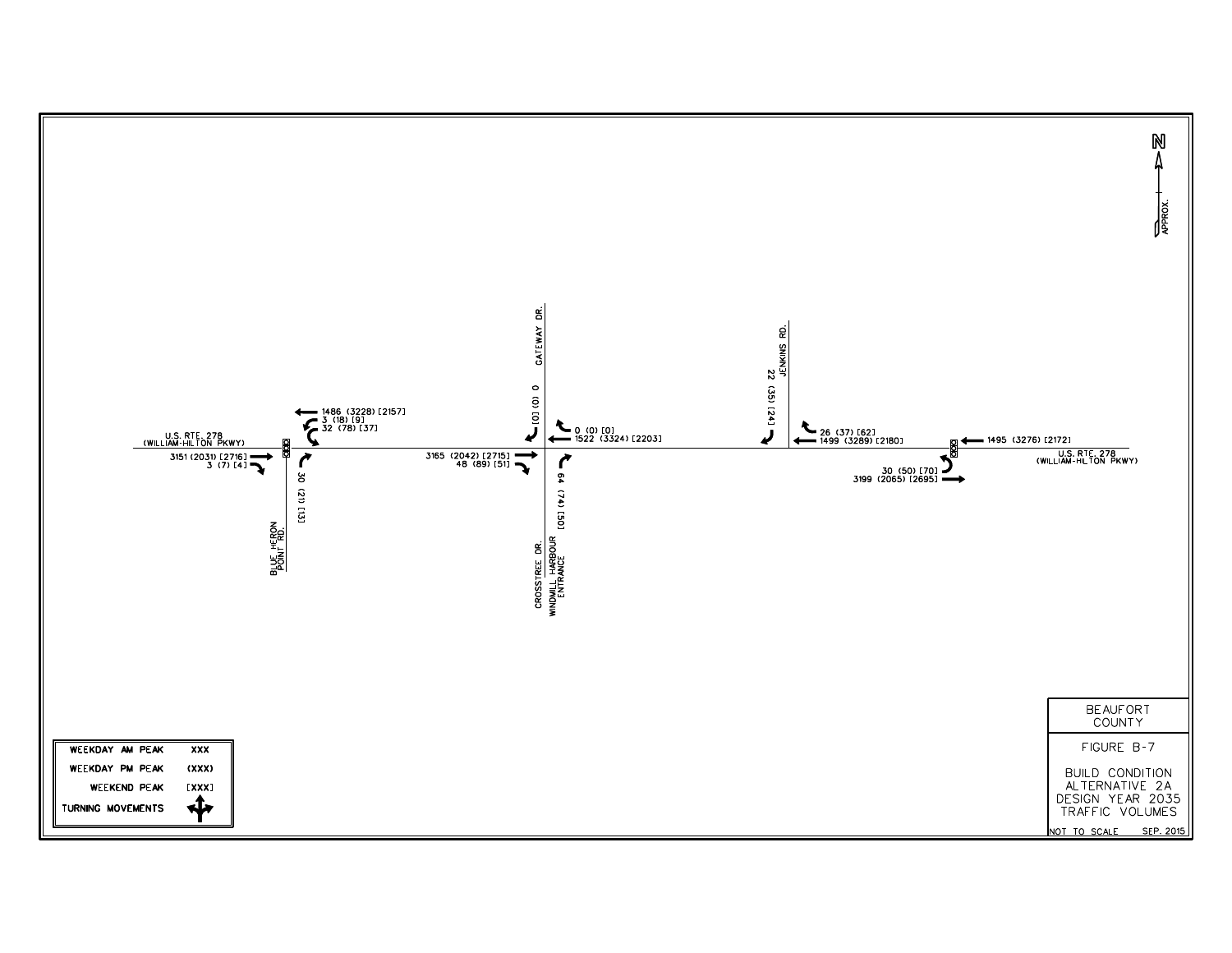N
APPROX.

U.S. RTE. 278
(WILLIAM-HILTON PKWY)

3151 (2031) [2716]
3 (7) [4]

1486 (3228) [2157]
3 (18) [9]
32 (78) [37]

30 (21) [13]

BLUE HERON
POINT RD.

GATEWAY DR.

0 (0) [0]

0 (0) [0]
1522 (3324) [2203]

3165 (2042) [2715]
48 (89) [51]

64 (74) [50]

CROSSTREE DR.
WINDMILL HARBOUR
ENTRANCE

JENKINS RD.

22 (35) [24]

26 (37) [62]
1499 (3289) [2180]

1495 (3276) [2172]

U.S. RTE. 278
(WILLIAM-HILTON PKWY)

30 (50) [70]
3199 (2065) [2695]

| | |
|---|---|
| WEEKDAY AM PEAK | XXX |
| WEEKDAY PM PEAK | (XXX) |
| WEEKEND PEAK | [XXX] |
| TURNING MOVEMENTS | |

BEAUFORT
COUNTY

FIGURE B-7

BUILD CONDITION
ALTERNATIVE 2A
DESIGN YEAR 2035
TRAFFIC VOLUMES

NOT TO SCALE SEP. 2015